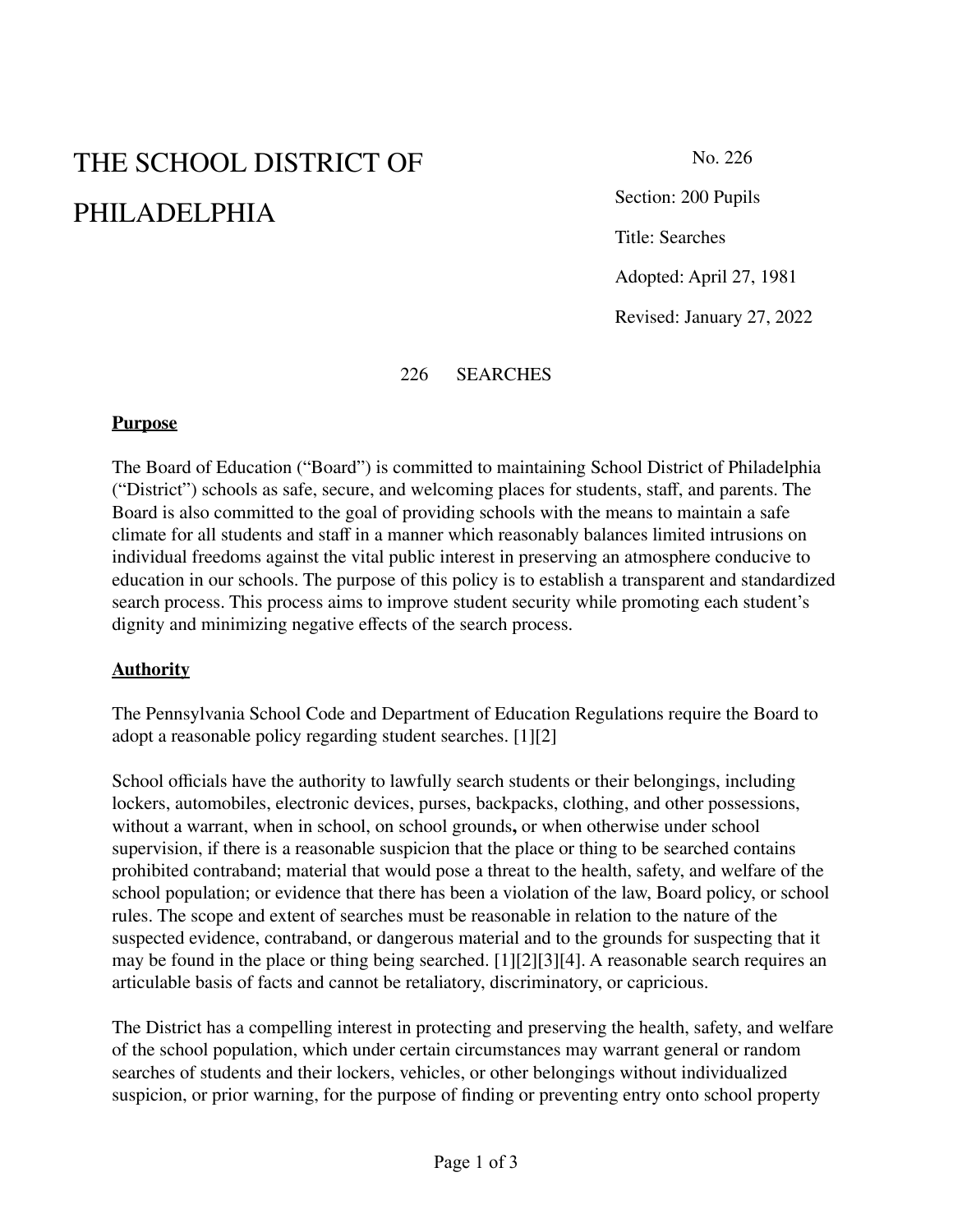# THE SCHOOL DISTRICT OF PHILADELPHIA

No. 226

Section: 200 Pupils

Title: Searches

Adopted: April 27, 1981

Revised: January 27, 2022

## 226 SEARCHES

**Purpose**

The Board of Education ("Board") is committed to maintaining School District of Philadelphia ("District") schools as safe, secure, and welcoming places for students, staff, and parents. The Board is also committed to the goal of providing schools with the means to maintain a safe climate for all students and staff in a manner which reasonably balances limited intrusions on individual freedoms against the vital public interest in preserving an atmosphere conducive to education in our schools. The purpose of this policy is to establish a transparent and standardized search process. This process aims to improve student security while promoting each student's dignity and minimizing negative effects of the search process.

**Authority**

The Pennsylvania School Code and Department of Education Regulations require the Board to adopt a reasonable policy regarding student searches. [1][2]

School officials have the authority to lawfully search students or their belongings, including lockers, automobiles, electronic devices, purses, backpacks, clothing, and other possessions, without a warrant, when in school, on school grounds**,** or when otherwise under school supervision, if there is a reasonable suspicion that the place or thing to be searched contains prohibited contraband; material that would pose a threat to the health, safety, and welfare of the school population; or evidence that there has been a violation of the law, Board policy, or school rules. The scope and extent of searches must be reasonable in relation to the nature of the suspected evidence, contraband, or dangerous material and to the grounds for suspecting that it may be found in the place or thing being searched. [1][2][3][4]. A reasonable search requires an articulable basis of facts and cannot be retaliatory, discriminatory, or capricious.

The District has a compelling interest in protecting and preserving the health, safety, and welfare of the school population, which under certain circumstances may warrant general or random searches of students and their lockers, vehicles, or other belongings without individualized suspicion, or prior warning, for the purpose of finding or preventing entry onto school property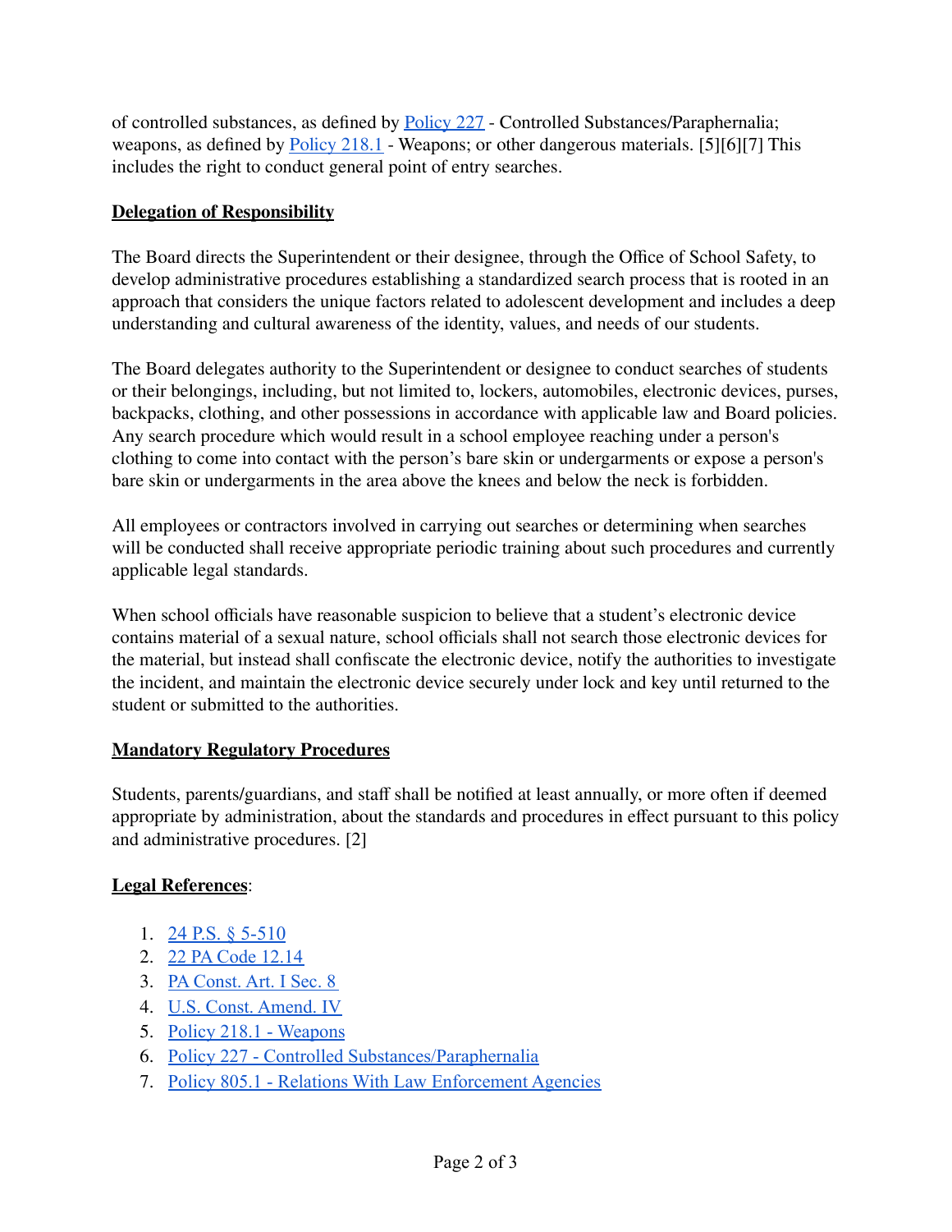of controlled substances, as defined by Policy 227 - Controlled Substances/Paraphernalia; weapons, as defined by Policy 218.1 - Weapons; or other dangerous materials. [5][6][7] This includes the right to conduct general point of entry searches.

**Delegation of Responsibility**

The Board directs the Superintendent or their designee, through the Office of School Safety, to develop administrative procedures establishing a standardized search process that is rooted in an approach that considers the unique factors related to adolescent development and includes a deep understanding and cultural awareness of the identity, values, and needs of our students.

The Board delegates authority to the Superintendent or designee to conduct searches of students or their belongings, including, but not limited to, lockers, automobiles, electronic devices, purses, backpacks, clothing, and other possessions in accordance with applicable law and Board policies. Any search procedure which would result in a school employee reaching under a person's clothing to come into contact with the person's bare skin or undergarments or expose a person's bare skin or undergarments in the area above the knees and below the neck is forbidden.

All employees or contractors involved in carrying out searches or determining when searches will be conducted shall receive appropriate periodic training about such procedures and currently applicable legal standards.

When school officials have reasonable suspicion to believe that a student's electronic device contains material of a sexual nature, school officials shall not search those electronic devices for the material, but instead shall confiscate the electronic device, notify the authorities to investigate the incident, and maintain the electronic device securely under lock and key until returned to the student or submitted to the authorities.

**Mandatory Regulatory Procedures**

Students, parents/guardians, and staff shall be notified at least annually, or more often if deemed appropriate by administration, about the standards and procedures in effect pursuant to this policy and administrative procedures. [2]

**Legal References**:

1. 24 P.S. § 5-510
2. 22 PA Code 12.14
3. PA Const. Art. I Sec. 8
4. U.S. Const. Amend. IV
5. Policy 218.1 - Weapons
6. Policy 227 - Controlled Substances/Paraphernalia
7. Policy 805.1 - Relations With Law Enforcement Agencies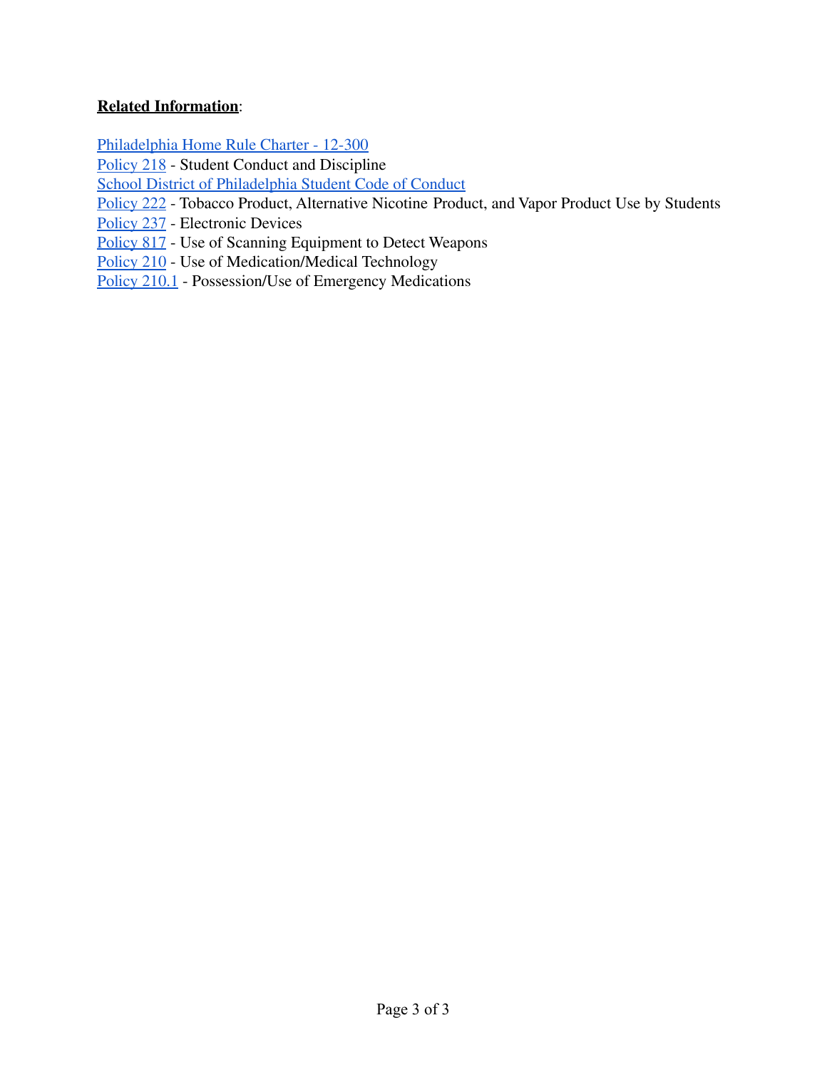**Related Information**:

Philadelphia Home Rule Charter - 12-300
Policy 218 - Student Conduct and Discipline
School District of Philadelphia Student Code of Conduct
Policy 222 - Tobacco Product, Alternative Nicotine Product, and Vapor Product Use by Students
Policy 237 - Electronic Devices
Policy 817 - Use of Scanning Equipment to Detect Weapons
Policy 210 - Use of Medication/Medical Technology
Policy 210.1 - Possession/Use of Emergency Medications